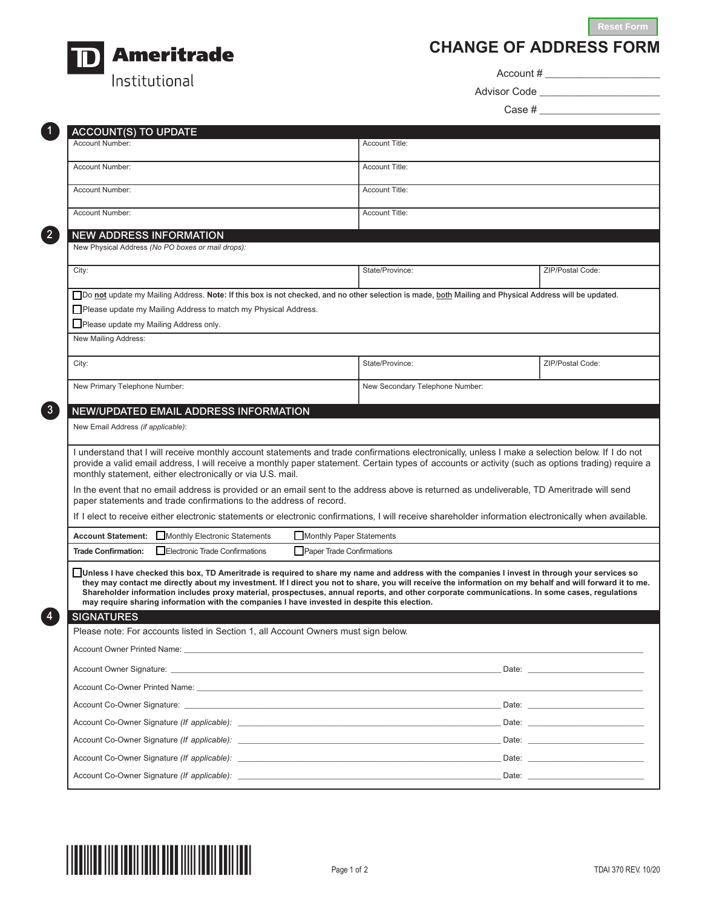Reset Form

TD Ameritrade Institutional

# CHANGE OF ADDRESS FORM

Account # ____________________

Advisor Code ____________________

Case # ____________________

## 1 ACCOUNT(S) TO UPDATE

| Account Number: | Account Title: |
|---|---|
| Account Number: | Account Title: |
| Account Number: | Account Title: |
| Account Number: | Account Title: |

## 2 NEW ADDRESS INFORMATION

New Physical Address *(No PO boxes or mail drops)*:

| City: | State/Province: | ZIP/Postal Code: |
|---|---|---|

☐ Do **not** update my Mailing Address. **Note: If this box is not checked, and no other selection is made, both Mailing and Physical Address will be updated.**

☐ Please update my Mailing Address to match my Physical Address.

☐ Please update my Mailing Address only.

New Mailing Address:

| City: | State/Province: | ZIP/Postal Code: |
|---|---|---|

| New Primary Telephone Number: | New Secondary Telephone Number: |
|---|---|

## 3 NEW/UPDATED EMAIL ADDRESS INFORMATION

New Email Address *(if applicable)*:

I understand that I will receive monthly account statements and trade confirmations electronically, unless I make a selection below. If I do not provide a valid email address, I will receive a monthly paper statement. Certain types of accounts or activity (such as options trading) require a monthly statement, either electronically or via U.S. mail.

In the event that no email address is provided or an email sent to the address above is returned as undeliverable, TD Ameritrade will send paper statements and trade confirmations to the address of record.

If I elect to receive either electronic statements or electronic confirmations, I will receive shareholder information electronically when available.

**Account Statement:** ☐ Monthly Electronic Statements ☐ Monthly Paper Statements

**Trade Confirmation:** ☐ Electronic Trade Confirmations ☐ Paper Trade Confirmations

☐ **Unless I have checked this box, TD Ameritrade is required to share my name and address with the companies I invest in through your services so they may contact me directly about my investment. If I direct you not to share, you will receive the information on my behalf and will forward it to me. Shareholder information includes proxy material, prospectuses, annual reports, and other corporate communications. In some cases, regulations may require sharing information with the companies I have invested in despite this election.**

## 4 SIGNATURES

Please note: For accounts listed in Section 1, all Account Owners must sign below.

Account Owner Printed Name: ____________________

Account Owner Signature: ____________________ Date: ____________

Account Co-Owner Printed Name: ____________________

Account Co-Owner Signature: ____________________ Date: ____________

Account Co-Owner Signature *(If applicable)*: ____________________ Date: ____________

Account Co-Owner Signature *(If applicable)*: ____________________ Date: ____________

Account Co-Owner Signature *(If applicable)*: ____________________ Date: ____________

Account Co-Owner Signature *(If applicable)*: ____________________ Date: ____________

TDAI 370 REV. 10/20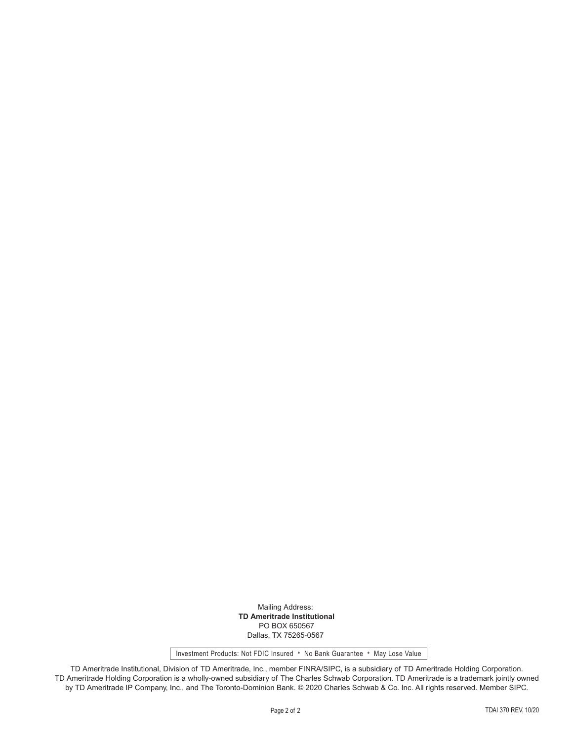Mailing Address:
**TD Ameritrade Institutional**
PO BOX 650567
Dallas, TX 75265-0567

Investment Products: Not FDIC Insured • No Bank Guarantee • May Lose Value

TD Ameritrade Institutional, Division of TD Ameritrade, Inc., member FINRA/SIPC, is a subsidiary of TD Ameritrade Holding Corporation. TD Ameritrade Holding Corporation is a wholly-owned subsidiary of The Charles Schwab Corporation. TD Ameritrade is a trademark jointly owned by TD Ameritrade IP Company, Inc., and The Toronto-Dominion Bank. © 2020 Charles Schwab & Co. Inc. All rights reserved. Member SIPC.

TDAI 370 REV. 10/20